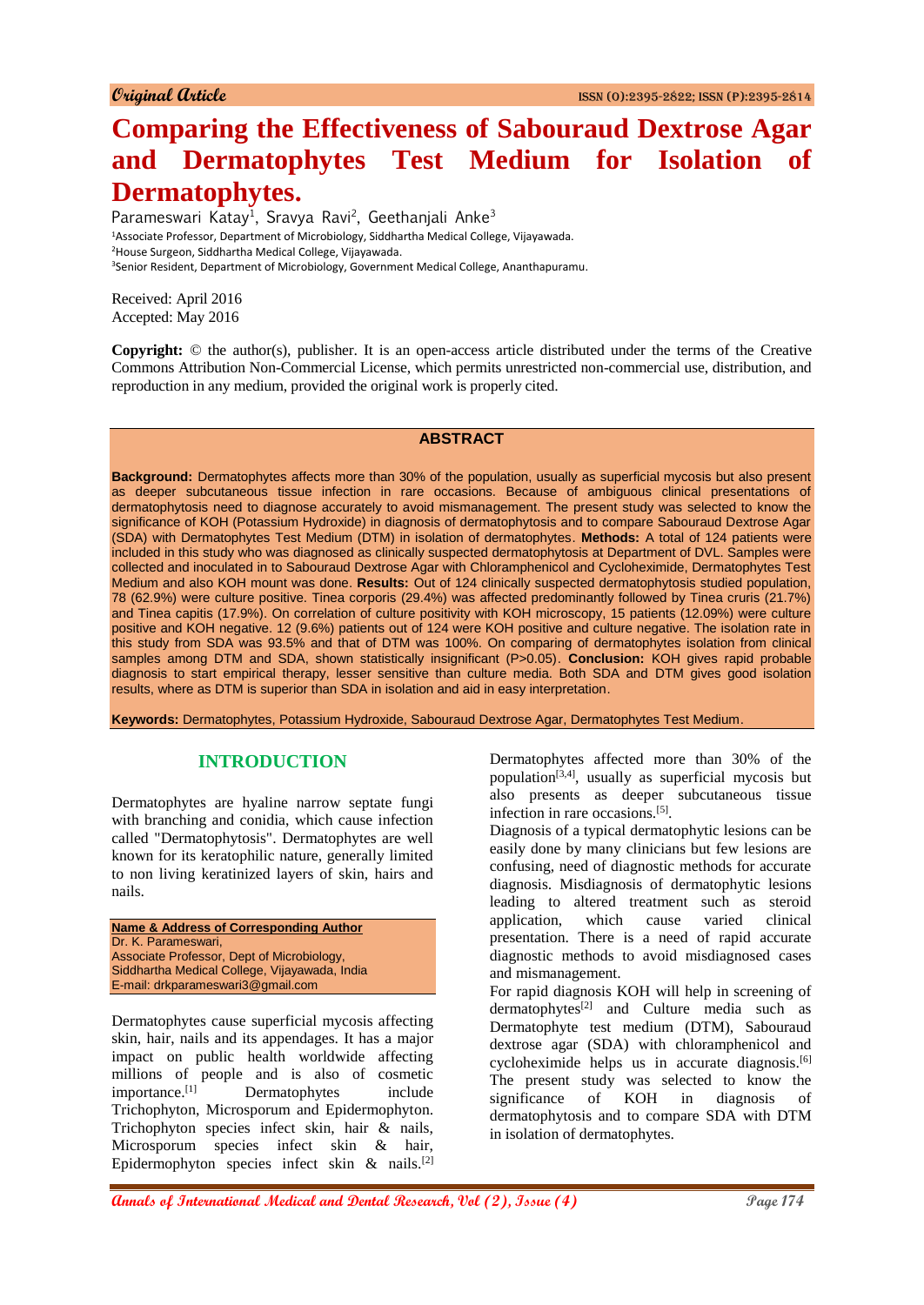Original Article

# Comparing the Effectiveness of Sabouraud Dextrose Agar and Dermatophytes Test Medium for Isolation of Dermatophytes.

Parameswari Katay[1], Sravya Ravi[2], Geethanjali Anke[3]

[1]Associate Professor, Department of Microbiology, Siddhartha Medical College, Vijayawada.
[2]House Surgeon, Siddhartha Medical College, Vijayawada.
[3]Senior Resident, Department of Microbiology, Government Medical College, Ananthapuramu.

Received: April 2016
Accepted: May 2016

**Copyright:** © the author(s), publisher. It is an open-access article distributed under the terms of the Creative Commons Attribution Non-Commercial License, which permits unrestricted non-commercial use, distribution, and reproduction in any medium, provided the original work is properly cited.

## ABSTRACT

**Background:** Dermatophytes affects more than 30% of the population, usually as superficial mycosis but also present as deeper subcutaneous tissue infection in rare occasions. Because of ambiguous clinical presentations of dermatophytosis need to diagnose accurately to avoid mismanagement. The present study was selected to know the significance of KOH (Potassium Hydroxide) in diagnosis of dermatophytosis and to compare Sabouraud Dextrose Agar (SDA) with Dermatophytes Test Medium (DTM) in isolation of dermatophytes. **Methods:** A total of 124 patients were included in this study who was diagnosed as clinically suspected dermatophytosis at Department of DVL. Samples were collected and inoculated in to Sabouraud Dextrose Agar with Chloramphenicol and Cycloheximide, Dermatophytes Test Medium and also KOH mount was done. **Results:** Out of 124 clinically suspected dermatophytosis studied population, 78 (62.9%) were culture positive. Tinea corporis (29.4%) was affected predominantly followed by Tinea cruris (21.7%) and Tinea capitis (17.9%). On correlation of culture positivity with KOH microscopy, 15 patients (12.09%) were culture positive and KOH negative. 12 (9.6%) patients out of 124 were KOH positive and culture negative. The isolation rate in this study from SDA was 93.5% and that of DTM was 100%. On comparing of dermatophytes isolation from clinical samples among DTM and SDA, shown statistically insignificant (P>0.05). **Conclusion:** KOH gives rapid probable diagnosis to start empirical therapy, lesser sensitive than culture media. Both SDA and DTM gives good isolation results, where as DTM is superior than SDA in isolation and aid in easy interpretation.

**Keywords:** Dermatophytes, Potassium Hydroxide, Sabouraud Dextrose Agar, Dermatophytes Test Medium.

## INTRODUCTION

Dermatophytes are hyaline narrow septate fungi with branching and conidia, which cause infection called "Dermatophytosis". Dermatophytes are well known for its keratophilic nature, generally limited to non living keratinized layers of skin, hairs and nails.

**Name & Address of Corresponding Author**
Dr. K. Parameswari,
Associate Professor, Dept of Microbiology,
Siddhartha Medical College, Vijayawada, India
E-mail: drkparameswari3@gmail.com

Dermatophytes cause superficial mycosis affecting skin, hair, nails and its appendages. It has a major impact on public health worldwide affecting millions of people and is also of cosmetic importance.[1] Dermatophytes include Trichophyton, Microsporum and Epidermophyton. Trichophyton species infect skin, hair & nails, Microsporum species infect skin & hair, Epidermophyton species infect skin & nails.[2] Dermatophytes affected more than 30% of the population[3,4], usually as superficial mycosis but also presents as deeper subcutaneous tissue infection in rare occasions.[5].

Diagnosis of a typical dermatophytic lesions can be easily done by many clinicians but few lesions are confusing, need of diagnostic methods for accurate diagnosis. Misdiagnosis of dermatophytic lesions leading to altered treatment such as steroid application, which cause varied clinical presentation. There is a need of rapid accurate diagnostic methods to avoid misdiagnosed cases and mismanagement.

For rapid diagnosis KOH will help in screening of dermatophytes[2] and Culture media such as Dermatophyte test medium (DTM), Sabouraud dextrose agar (SDA) with chloramphenicol and cycloheximide helps us in accurate diagnosis.[6] The present study was selected to know the significance of KOH in diagnosis of dermatophytosis and to compare SDA with DTM in isolation of dermatophytes.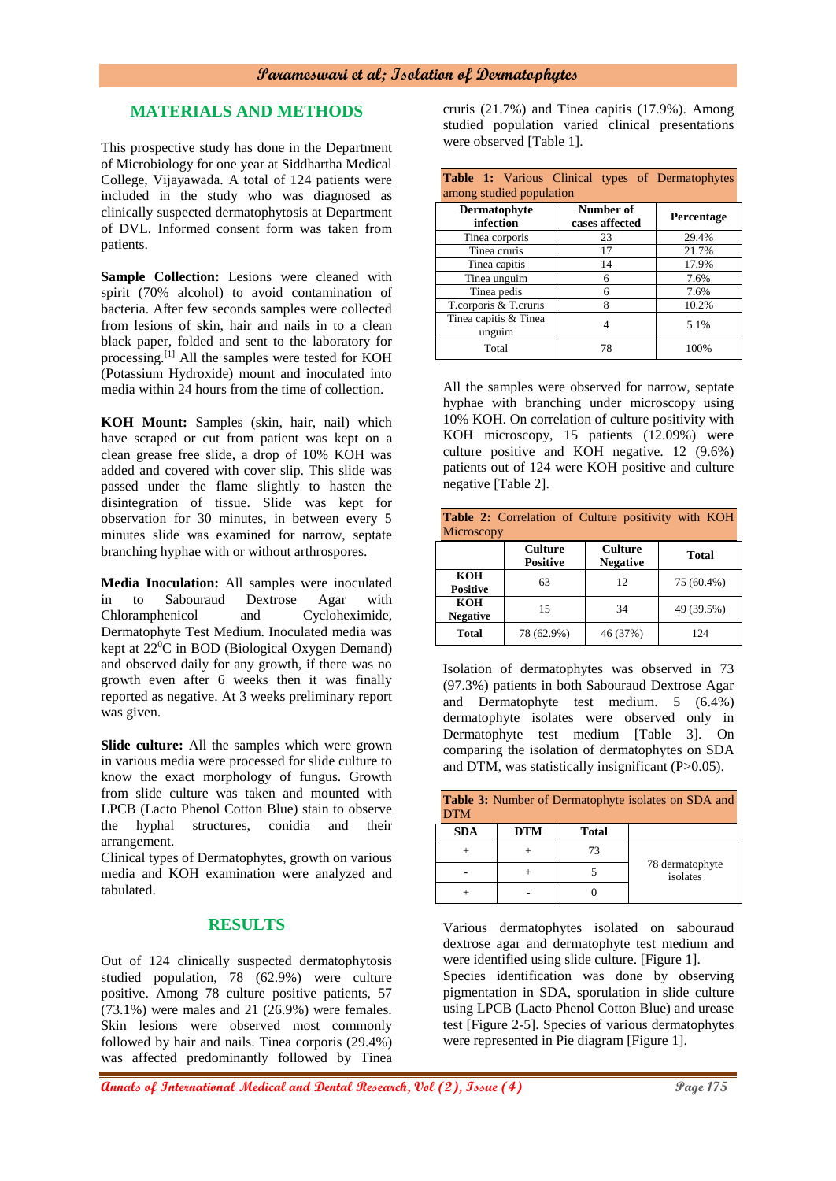## MATERIALS AND METHODS

This prospective study has done in the Department of Microbiology for one year at Siddhartha Medical College, Vijayawada. A total of 124 patients were included in the study who was diagnosed as clinically suspected dermatophytosis at Department of DVL. Informed consent form was taken from patients.

**Sample Collection:** Lesions were cleaned with spirit (70% alcohol) to avoid contamination of bacteria. After few seconds samples were collected from lesions of skin, hair and nails in to a clean black paper, folded and sent to the laboratory for processing.[1] All the samples were tested for KOH (Potassium Hydroxide) mount and inoculated into media within 24 hours from the time of collection.

**KOH Mount:** Samples (skin, hair, nail) which have scraped or cut from patient was kept on a clean grease free slide, a drop of 10% KOH was added and covered with cover slip. This slide was passed under the flame slightly to hasten the disintegration of tissue. Slide was kept for observation for 30 minutes, in between every 5 minutes slide was examined for narrow, septate branching hyphae with or without arthrospores.

**Media Inoculation:** All samples were inoculated in to Sabouraud Dextrose Agar with Chloramphenicol and Cycloheximide, Dermatophyte Test Medium. Inoculated media was kept at $22^0$C in BOD (Biological Oxygen Demand) and observed daily for any growth, if there was no growth even after 6 weeks then it was finally reported as negative. At 3 weeks preliminary report was given.

**Slide culture:** All the samples which were grown in various media were processed for slide culture to know the exact morphology of fungus. Growth from slide culture was taken and mounted with LPCB (Lacto Phenol Cotton Blue) stain to observe the hyphal structures, conidia and their arrangement.

Clinical types of Dermatophytes, growth on various media and KOH examination were analyzed and tabulated.

## RESULTS

Out of 124 clinically suspected dermatophytosis studied population, 78 (62.9%) were culture positive. Among 78 culture positive patients, 57 (73.1%) were males and 21 (26.9%) were females. Skin lesions were observed most commonly followed by hair and nails. Tinea corporis (29.4%) was affected predominantly followed by Tinea cruris (21.7%) and Tinea capitis (17.9%). Among studied population varied clinical presentations were observed [Table 1].

**Table 1:** Various Clinical types of Dermatophytes among studied population

| Dermatophyte infection | Number of cases affected | Percentage |
|---|---|---|
| Tinea corporis | 23 | 29.4% |
| Tinea cruris | 17 | 21.7% |
| Tinea capitis | 14 | 17.9% |
| Tinea unguim | 6 | 7.6% |
| Tinea pedis | 6 | 7.6% |
| T.corporis & T.cruris | 8 | 10.2% |
| Tinea capitis & Tinea unguim | 4 | 5.1% |
| Total | 78 | 100% |

All the samples were observed for narrow, septate hyphae with branching under microscopy using 10% KOH. On correlation of culture positivity with KOH microscopy, 15 patients (12.09%) were culture positive and KOH negative. 12 (9.6%) patients out of 124 were KOH positive and culture negative [Table 2].

**Table 2:** Correlation of Culture positivity with KOH Microscopy

| | Culture Positive | Culture Negative | Total |
|---|---|---|---|
| **KOH Positive** | 63 | 12 | 75 (60.4%) |
| **KOH Negative** | 15 | 34 | 49 (39.5%) |
| **Total** | 78 (62.9%) | 46 (37%) | 124 |

Isolation of dermatophytes was observed in 73 (97.3%) patients in both Sabouraud Dextrose Agar and Dermatophyte test medium. 5 (6.4%) dermatophyte isolates were observed only in Dermatophyte test medium [Table 3]. On comparing the isolation of dermatophytes on SDA and DTM, was statistically insignificant (P>0.05).

**Table 3:** Number of Dermatophyte isolates on SDA and DTM

| SDA | DTM | Total | |
|---|---|---|---|
| + | + | 73 | 78 dermatophyte isolates |
| - | + | 5 | |
| + | - | 0 | |

Various dermatophytes isolated on sabouraud dextrose agar and dermatophyte test medium and were identified using slide culture. [Figure 1].

Species identification was done by observing pigmentation in SDA, sporulation in slide culture using LPCB (Lacto Phenol Cotton Blue) and urease test [Figure 2-5]. Species of various dermatophytes were represented in Pie diagram [Figure 1].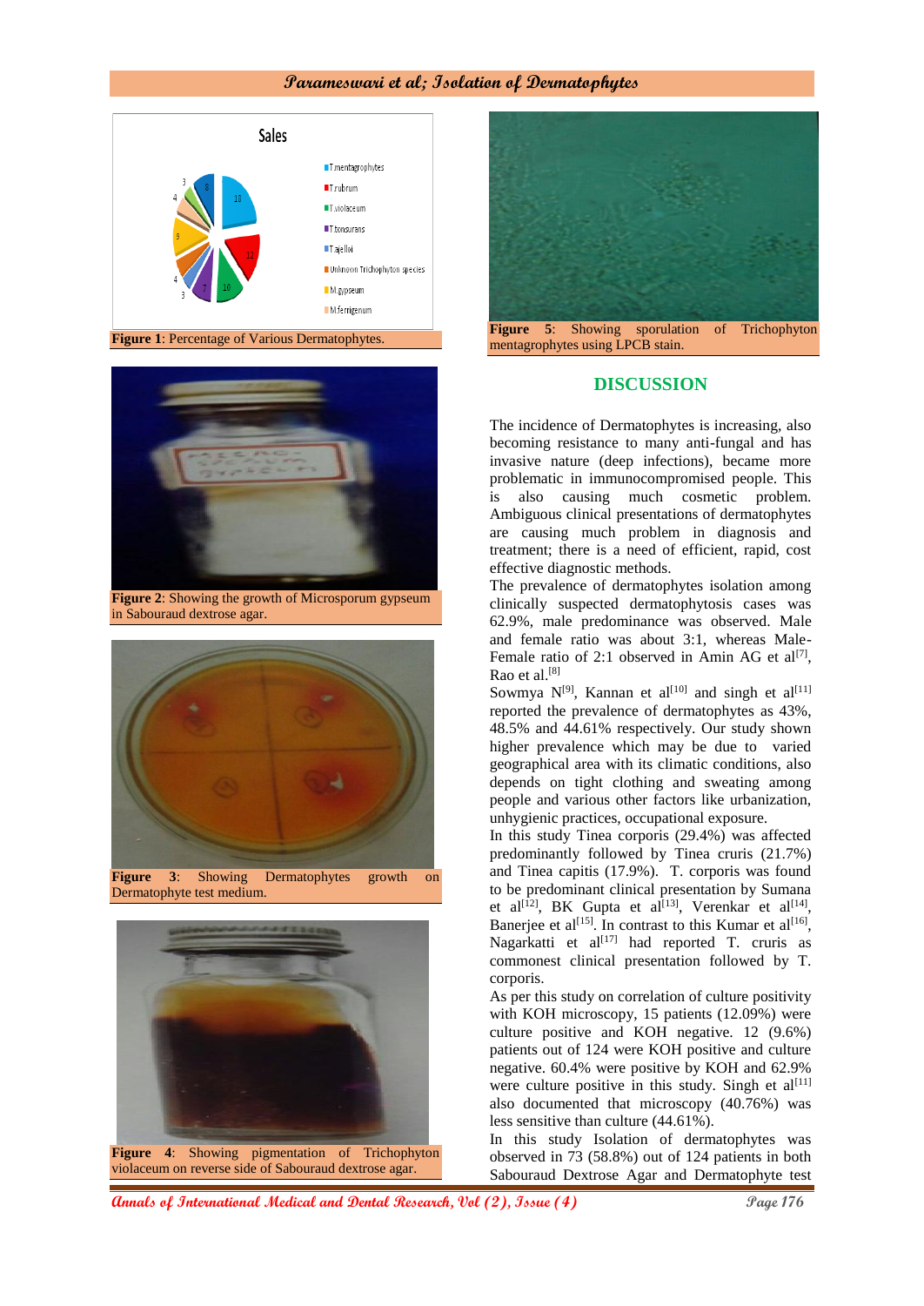Figure 1: Percentage of Various Dermatophytes.

Figure 2: Showing the growth of Microsporum gypseum in Sabouraud dextrose agar.

Figure 3: Showing Dermatophytes growth on Dermatophyte test medium.

Figure 4: Showing pigmentation of Trichophyton violaceum on reverse side of Sabouraud dextrose agar.

Figure 5: Showing sporulation of Trichophyton mentagrophytes using LPCB stain.

## DISCUSSION

The incidence of Dermatophytes is increasing, also becoming resistance to many anti-fungal and has invasive nature (deep infections), became more problematic in immunocompromised people. This is also causing much cosmetic problem. Ambiguous clinical presentations of dermatophytes are causing much problem in diagnosis and treatment; there is a need of efficient, rapid, cost effective diagnostic methods.

The prevalence of dermatophytes isolation among clinically suspected dermatophytosis cases was 62.9%, male predominance was observed. Male and female ratio was about 3:1, whereas Male-Female ratio of 2:1 observed in Amin AG et al[7], Rao et al.[8]

Sowmya N[9], Kannan et al[10] and singh et al[11] reported the prevalence of dermatophytes as 43%, 48.5% and 44.61% respectively. Our study shown higher prevalence which may be due to varied geographical area with its climatic conditions, also depends on tight clothing and sweating among people and various other factors like urbanization, unhygienic practices, occupational exposure.

In this study Tinea corporis (29.4%) was affected predominantly followed by Tinea cruris (21.7%) and Tinea capitis (17.9%). T. corporis was found to be predominant clinical presentation by Sumana et al[12], BK Gupta et al[13], Verenkar et al[14], Banerjee et al[15]. In contrast to this Kumar et al[16], Nagarkatti et al[17] had reported T. cruris as commonest clinical presentation followed by T. corporis.

As per this study on correlation of culture positivity with KOH microscopy, 15 patients (12.09%) were culture positive and KOH negative. 12 (9.6%) patients out of 124 were KOH positive and culture negative. 60.4% were positive by KOH and 62.9% were culture positive in this study. Singh et al[11] also documented that microscopy (40.76%) was less sensitive than culture (44.61%).

In this study Isolation of dermatophytes was observed in 73 (58.8%) out of 124 patients in both Sabouraud Dextrose Agar and Dermatophyte test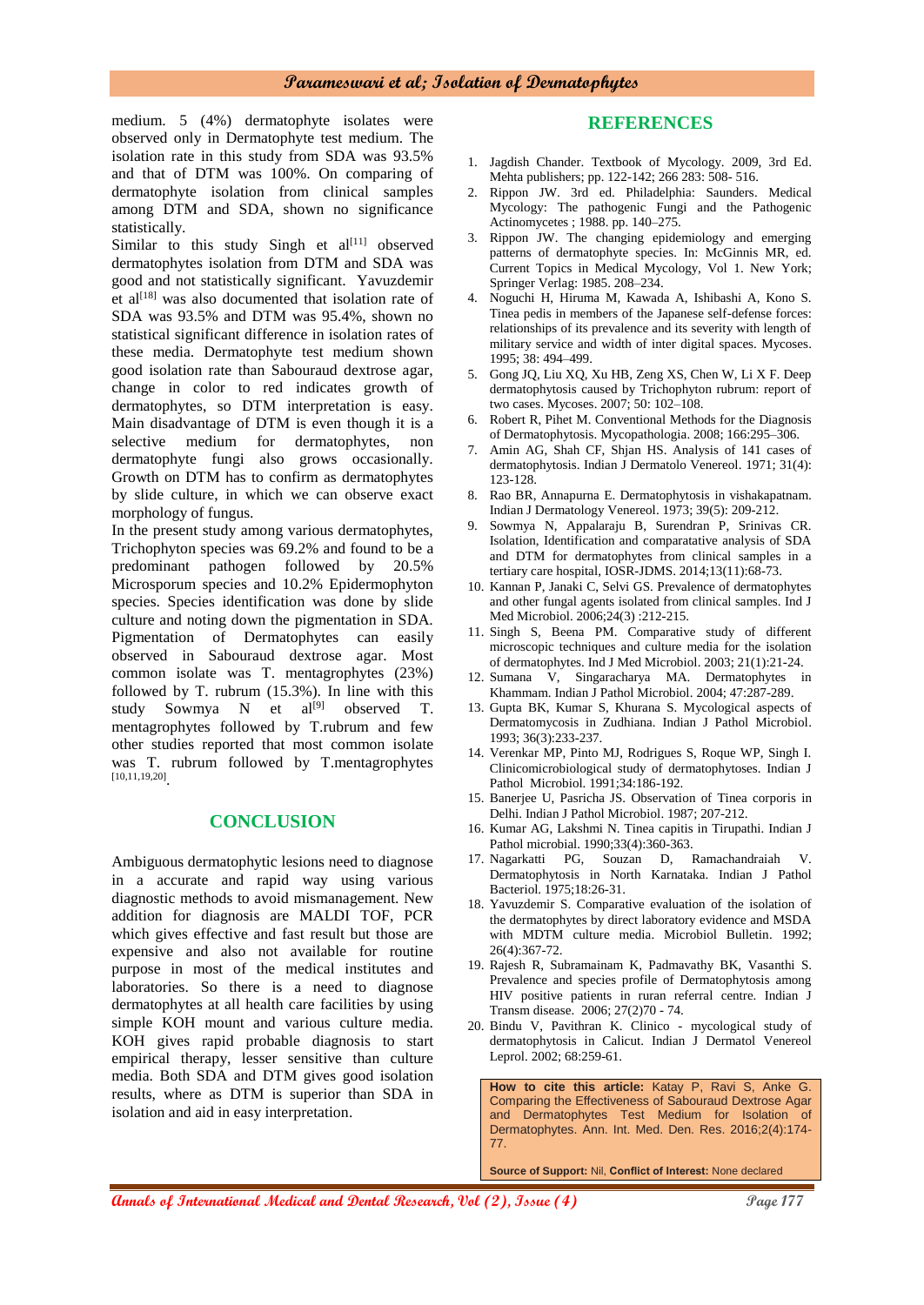medium. 5 (4%) dermatophyte isolates were observed only in Dermatophyte test medium. The isolation rate in this study from SDA was 93.5% and that of DTM was 100%. On comparing of dermatophyte isolation from clinical samples among DTM and SDA, shown no significance statistically.

Similar to this study Singh et al[11] observed dermatophytes isolation from DTM and SDA was good and not statistically significant. Yavuzdemir et al[18] was also documented that isolation rate of SDA was 93.5% and DTM was 95.4%, shown no statistical significant difference in isolation rates of these media. Dermatophyte test medium shown good isolation rate than Sabouraud dextrose agar, change in color to red indicates growth of dermatophytes, so DTM interpretation is easy. Main disadvantage of DTM is even though it is a selective medium for dermatophytes, non dermatophyte fungi also grows occasionally. Growth on DTM has to confirm as dermatophytes by slide culture, in which we can observe exact morphology of fungus.

In the present study among various dermatophytes, Trichophyton species was 69.2% and found to be a predominant pathogen followed by 20.5% Microsporum species and 10.2% Epidermophyton species. Species identification was done by slide culture and noting down the pigmentation in SDA. Pigmentation of Dermatophytes can easily observed in Sabouraud dextrose agar. Most common isolate was T. mentagrophytes (23%) followed by T. rubrum (15.3%). In line with this study Sowmya N et al[9] observed T. mentagrophytes followed by T.rubrum and few other studies reported that most common isolate was T. rubrum followed by T.mentagrophytes [10,11,19,20].

## CONCLUSION

Ambiguous dermatophytic lesions need to diagnose in a accurate and rapid way using various diagnostic methods to avoid mismanagement. New addition for diagnosis are MALDI TOF, PCR which gives effective and fast result but those are expensive and also not available for routine purpose in most of the medical institutes and laboratories. So there is a need to diagnose dermatophytes at all health care facilities by using simple KOH mount and various culture media. KOH gives rapid probable diagnosis to start empirical therapy, lesser sensitive than culture media. Both SDA and DTM gives good isolation results, where as DTM is superior than SDA in isolation and aid in easy interpretation.

## REFERENCES

1. Jagdish Chander. Textbook of Mycology. 2009, 3rd Ed. Mehta publishers; pp. 122-142; 266 283: 508- 516.
2. Rippon JW. 3rd ed. Philadelphia: Saunders. Medical Mycology: The pathogenic Fungi and the Pathogenic Actinomycetes ; 1988. pp. 140–275.
3. Rippon JW. The changing epidemiology and emerging patterns of dermatophyte species. In: McGinnis MR, ed. Current Topics in Medical Mycology, Vol 1. New York; Springer Verlag: 1985. 208–234.
4. Noguchi H, Hiruma M, Kawada A, Ishibashi A, Kono S. Tinea pedis in members of the Japanese self-defense forces: relationships of its prevalence and its severity with length of military service and width of inter digital spaces. Mycoses. 1995; 38: 494–499.
5. Gong JQ, Liu XQ, Xu HB, Zeng XS, Chen W, Li X F. Deep dermatophytosis caused by Trichophyton rubrum: report of two cases. Mycoses. 2007; 50: 102–108.
6. Robert R, Pihet M. Conventional Methods for the Diagnosis of Dermatophytosis. Mycopathologia. 2008; 166:295–306.
7. Amin AG, Shah CF, Shjan HS. Analysis of 141 cases of dermatophytosis. Indian J Dermatolo Venereol. 1971; 31(4): 123-128.
8. Rao BR, Annapurna E. Dermatophytosis in vishakapatnam. Indian J Dermatology Venereol. 1973; 39(5): 209-212.
9. Sowmya N, Appalaraju B, Surendran P, Srinivas CR. Isolation, Identification and comparatative analysis of SDA and DTM for dermatophytes from clinical samples in a tertiary care hospital, IOSR-JDMS. 2014;13(11):68-73.
10. Kannan P, Janaki C, Selvi GS. Prevalence of dermatophytes and other fungal agents isolated from clinical samples. Ind J Med Microbiol. 2006;24(3) :212-215.
11. Singh S, Beena PM. Comparative study of different microscopic techniques and culture media for the isolation of dermatophytes. Ind J Med Microbiol. 2003; 21(1):21-24.
12. Sumana V, Singaracharya MA. Dermatophytes in Khammam. Indian J Pathol Microbiol. 2004; 47:287-289.
13. Gupta BK, Kumar S, Khurana S. Mycological aspects of Dermatomycosis in Zudhiana. Indian J Pathol Microbiol. 1993; 36(3):233-237.
14. Verenkar MP, Pinto MJ, Rodrigues S, Roque WP, Singh I. Clinicomicrobiological study of dermatophytoses. Indian J Pathol Microbiol. 1991;34:186-192.
15. Banerjee U, Pasricha JS. Observation of Tinea corporis in Delhi. Indian J Pathol Microbiol. 1987; 207-212.
16. Kumar AG, Lakshmi N. Tinea capitis in Tirupathi. Indian J Pathol microbial. 1990;33(4):360-363.
17. Nagarkatti PG, Souzan D, Ramachandraiah V. Dermatophytosis in North Karnataka. Indian J Pathol Bacteriol. 1975;18:26-31.
18. Yavuzdemir S. Comparative evaluation of the isolation of the dermatophytes by direct laboratory evidence and MSDA with MDTM culture media. Microbiol Bulletin. 1992; 26(4):367-72.
19. Rajesh R, Subramainam K, Padmavathy BK, Vasanthi S. Prevalence and species profile of Dermatophytosis among HIV positive patients in ruran referral centre. Indian J Transm disease. 2006; 27(2)70 - 74.
20. Bindu V, Pavithran K. Clinico - mycological study of dermatophytosis in Calicut. Indian J Dermatol Venereol Leprol. 2002; 68:259-61.

**How to cite this article:** Katay P, Ravi S, Anke G. Comparing the Effectiveness of Sabouraud Dextrose Agar and Dermatophytes Test Medium for Isolation of Dermatophytes. Ann. Int. Med. Den. Res. 2016;2(4):174-77.

**Source of Support:** Nil, **Conflict of Interest:** None declared